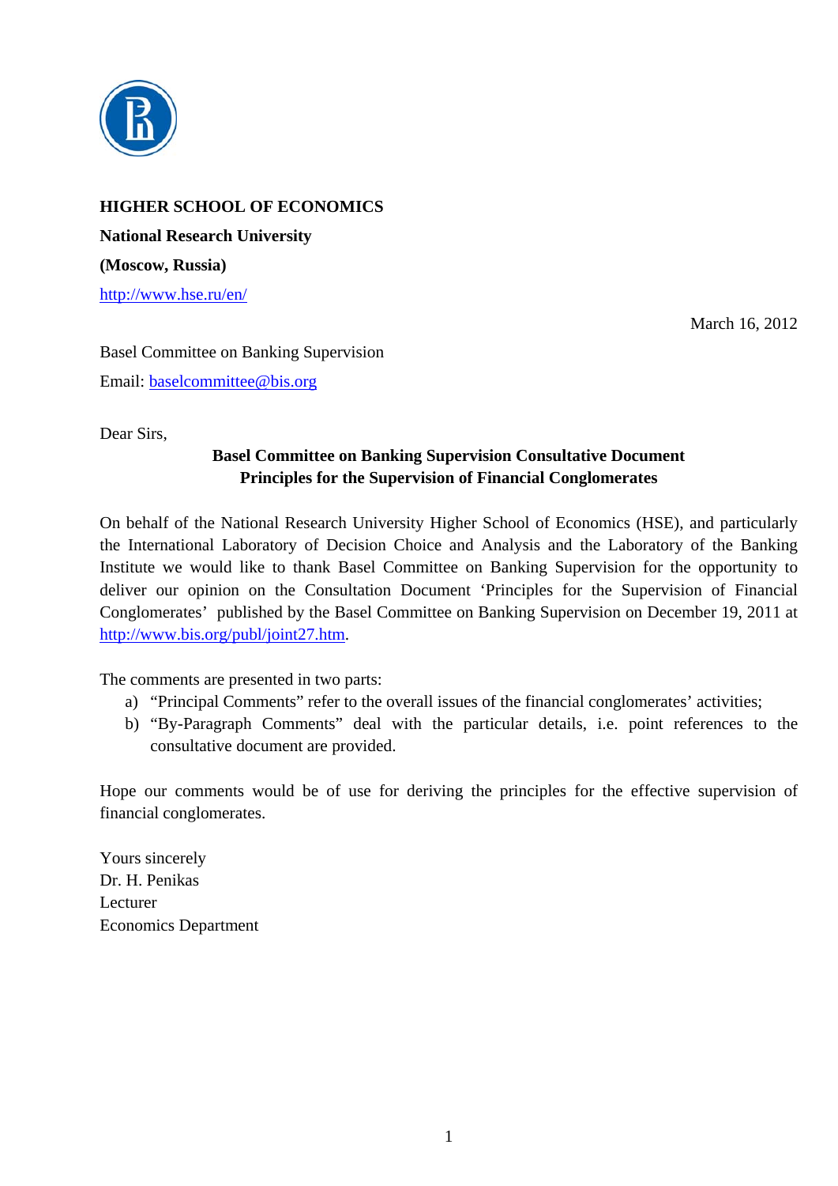**HIGHER SCHOOL OF ECONOMICS**

**National Research University**

**(Moscow, Russia)**

http://www.hse.ru/en/

March 16, 2012

Basel Committee on Banking Supervision

Email: baselcommittee@bis.org

Dear Sirs,

**Basel Committee on Banking Supervision Consultative Document**
**Principles for the Supervision of Financial Conglomerates**

On behalf of the National Research University Higher School of Economics (HSE), and particularly the International Laboratory of Decision Choice and Analysis and the Laboratory of the Banking Institute we would like to thank Basel Committee on Banking Supervision for the opportunity to deliver our opinion on the Consultation Document 'Principles for the Supervision of Financial Conglomerates' published by the Basel Committee on Banking Supervision on December 19, 2011 at http://www.bis.org/publ/joint27.htm.

The comments are presented in two parts:

a) "Principal Comments" refer to the overall issues of the financial conglomerates' activities;
b) "By-Paragraph Comments" deal with the particular details, i.e. point references to the consultative document are provided.

Hope our comments would be of use for deriving the principles for the effective supervision of financial conglomerates.

Yours sincerely
Dr. H. Penikas
Lecturer
Economics Department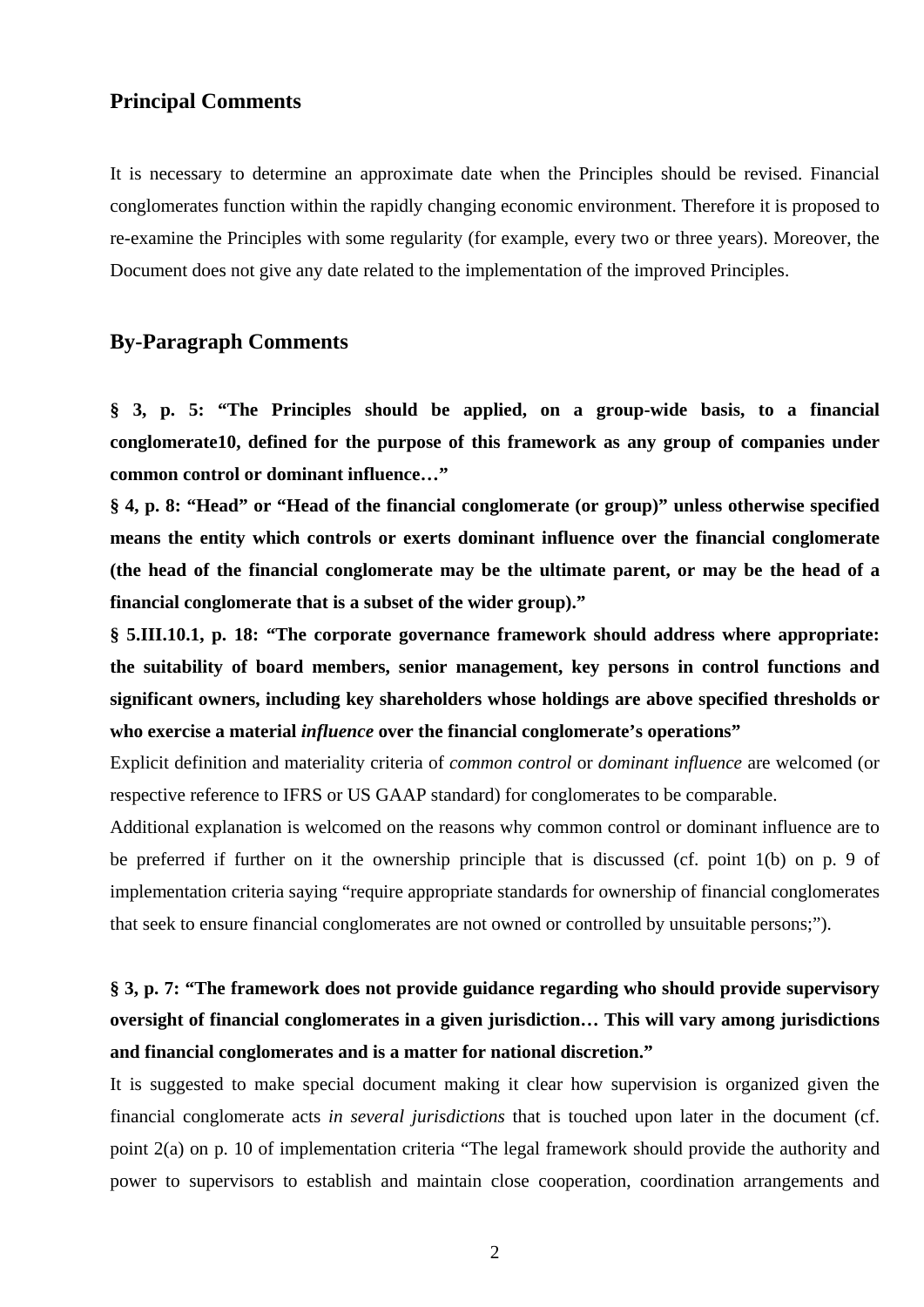## Principal Comments

It is necessary to determine an approximate date when the Principles should be revised. Financial conglomerates function within the rapidly changing economic environment. Therefore it is proposed to re-examine the Principles with some regularity (for example, every two or three years). Moreover, the Document does not give any date related to the implementation of the improved Principles.

## By-Paragraph Comments

**§ 3, p. 5: "The Principles should be applied, on a group-wide basis, to a financial conglomerate10, defined for the purpose of this framework as any group of companies under common control or dominant influence…"**

**§ 4, p. 8: "Head" or "Head of the financial conglomerate (or group)" unless otherwise specified means the entity which controls or exerts dominant influence over the financial conglomerate (the head of the financial conglomerate may be the ultimate parent, or may be the head of a financial conglomerate that is a subset of the wider group)."**

**§ 5.III.10.1, p. 18: "The corporate governance framework should address where appropriate: the suitability of board members, senior management, key persons in control functions and significant owners, including key shareholders whose holdings are above specified thresholds or who exercise a material *influence* over the financial conglomerate's operations"**

Explicit definition and materiality criteria of *common control* or *dominant influence* are welcomed (or respective reference to IFRS or US GAAP standard) for conglomerates to be comparable.

Additional explanation is welcomed on the reasons why common control or dominant influence are to be preferred if further on it the ownership principle that is discussed (cf. point 1(b) on p. 9 of implementation criteria saying "require appropriate standards for ownership of financial conglomerates that seek to ensure financial conglomerates are not owned or controlled by unsuitable persons;").

**§ 3, p. 7: "The framework does not provide guidance regarding who should provide supervisory oversight of financial conglomerates in a given jurisdiction… This will vary among jurisdictions and financial conglomerates and is a matter for national discretion."**

It is suggested to make special document making it clear how supervision is organized given the financial conglomerate acts *in several jurisdictions* that is touched upon later in the document (cf. point 2(a) on p. 10 of implementation criteria "The legal framework should provide the authority and power to supervisors to establish and maintain close cooperation, coordination arrangements and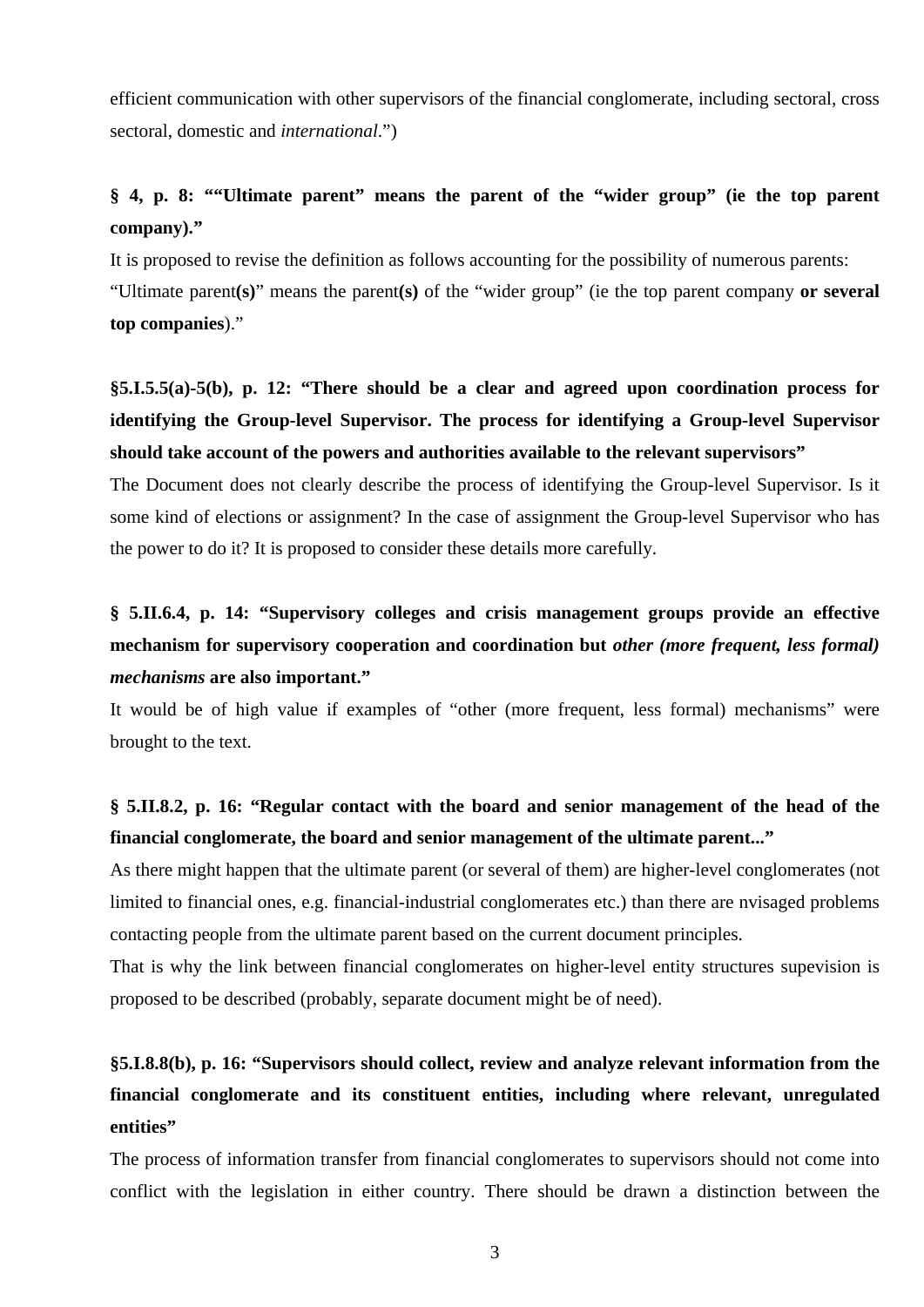efficient communication with other supervisors of the financial conglomerate, including sectoral, cross sectoral, domestic and *international*.")

**§ 4, p. 8: ""Ultimate parent" means the parent of the "wider group" (ie the top parent company)."**

It is proposed to revise the definition as follows accounting for the possibility of numerous parents: "Ultimate parent**(s)**" means the parent**(s)** of the "wider group" (ie the top parent company **or several top companies**)."

**§5.I.5.5(a)-5(b), p. 12: "There should be a clear and agreed upon coordination process for identifying the Group-level Supervisor. The process for identifying a Group-level Supervisor should take account of the powers and authorities available to the relevant supervisors"**

The Document does not clearly describe the process of identifying the Group-level Supervisor. Is it some kind of elections or assignment? In the case of assignment the Group-level Supervisor who has the power to do it? It is proposed to consider these details more carefully.

**§ 5.II.6.4, p. 14: "Supervisory colleges and crisis management groups provide an effective mechanism for supervisory cooperation and coordination but *other (more frequent, less formal) mechanisms* are also important."**

It would be of high value if examples of "other (more frequent, less formal) mechanisms" were brought to the text.

**§ 5.II.8.2, p. 16: "Regular contact with the board and senior management of the head of the financial conglomerate, the board and senior management of the ultimate parent..."**

As there might happen that the ultimate parent (or several of them) are higher-level conglomerates (not limited to financial ones, e.g. financial-industrial conglomerates etc.) than there are nvisaged problems contacting people from the ultimate parent based on the current document principles.

That is why the link between financial conglomerates on higher-level entity structures supevision is proposed to be described (probably, separate document might be of need).

**§5.I.8.8(b), p. 16: "Supervisors should collect, review and analyze relevant information from the financial conglomerate and its constituent entities, including where relevant, unregulated entities"**

The process of information transfer from financial conglomerates to supervisors should not come into conflict with the legislation in either country. There should be drawn a distinction between the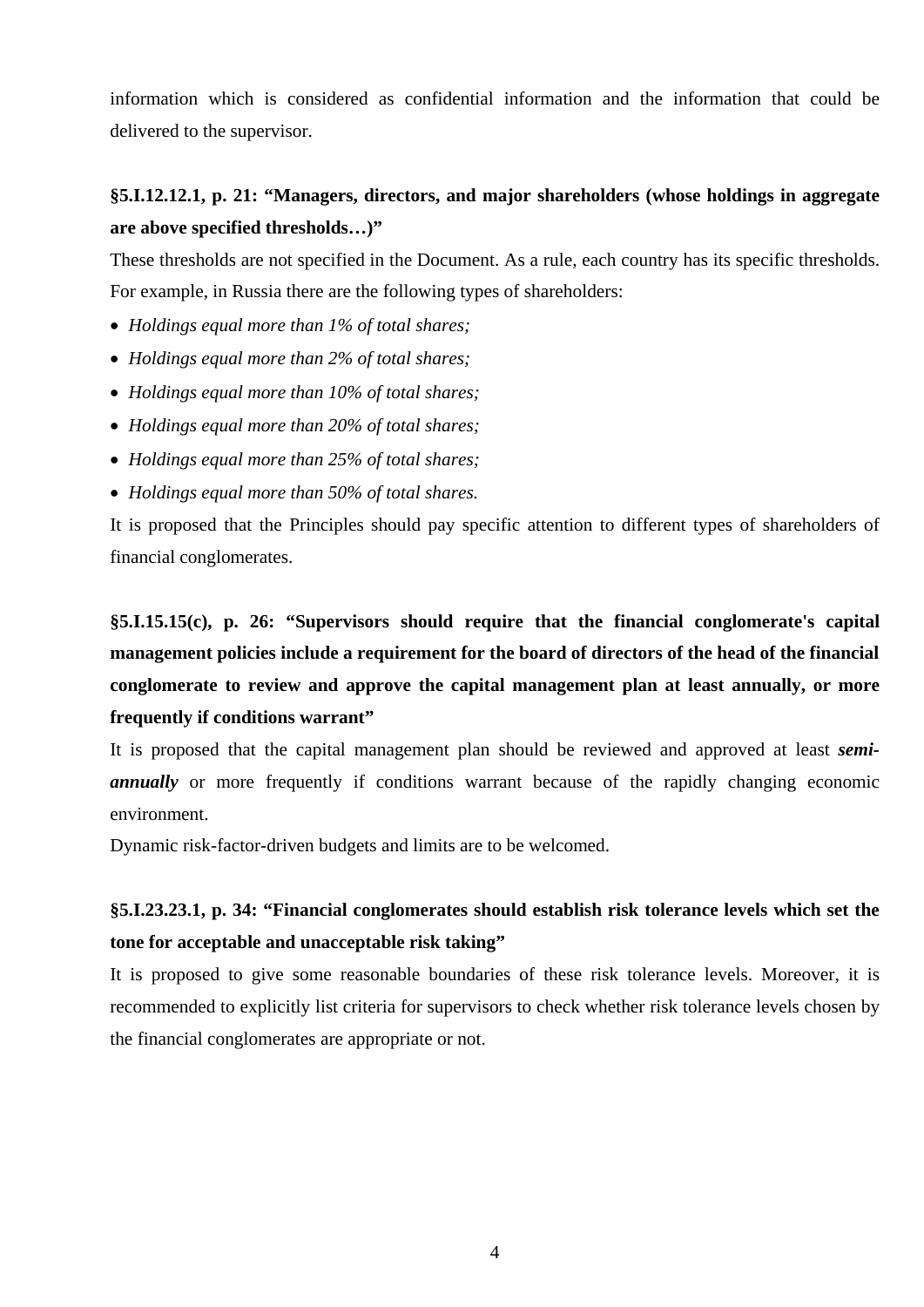information which is considered as confidential information and the information that could be delivered to the supervisor.

**§5.I.12.12.1, p. 21: "Managers, directors, and major shareholders (whose holdings in aggregate are above specified thresholds…)"**

These thresholds are not specified in the Document. As a rule, each country has its specific thresholds. For example, in Russia there are the following types of shareholders:

- *Holdings equal more than 1% of total shares;*
- *Holdings equal more than 2% of total shares;*
- *Holdings equal more than 10% of total shares;*
- *Holdings equal more than 20% of total shares;*
- *Holdings equal more than 25% of total shares;*
- *Holdings equal more than 50% of total shares.*

It is proposed that the Principles should pay specific attention to different types of shareholders of financial conglomerates.

**§5.I.15.15(c), p. 26: "Supervisors should require that the financial conglomerate's capital management policies include a requirement for the board of directors of the head of the financial conglomerate to review and approve the capital management plan at least annually, or more frequently if conditions warrant"**

It is proposed that the capital management plan should be reviewed and approved at least ***semi-annually*** or more frequently if conditions warrant because of the rapidly changing economic environment.

Dynamic risk-factor-driven budgets and limits are to be welcomed.

**§5.I.23.23.1, p. 34: "Financial conglomerates should establish risk tolerance levels which set the tone for acceptable and unacceptable risk taking"**

It is proposed to give some reasonable boundaries of these risk tolerance levels. Moreover, it is recommended to explicitly list criteria for supervisors to check whether risk tolerance levels chosen by the financial conglomerates are appropriate or not.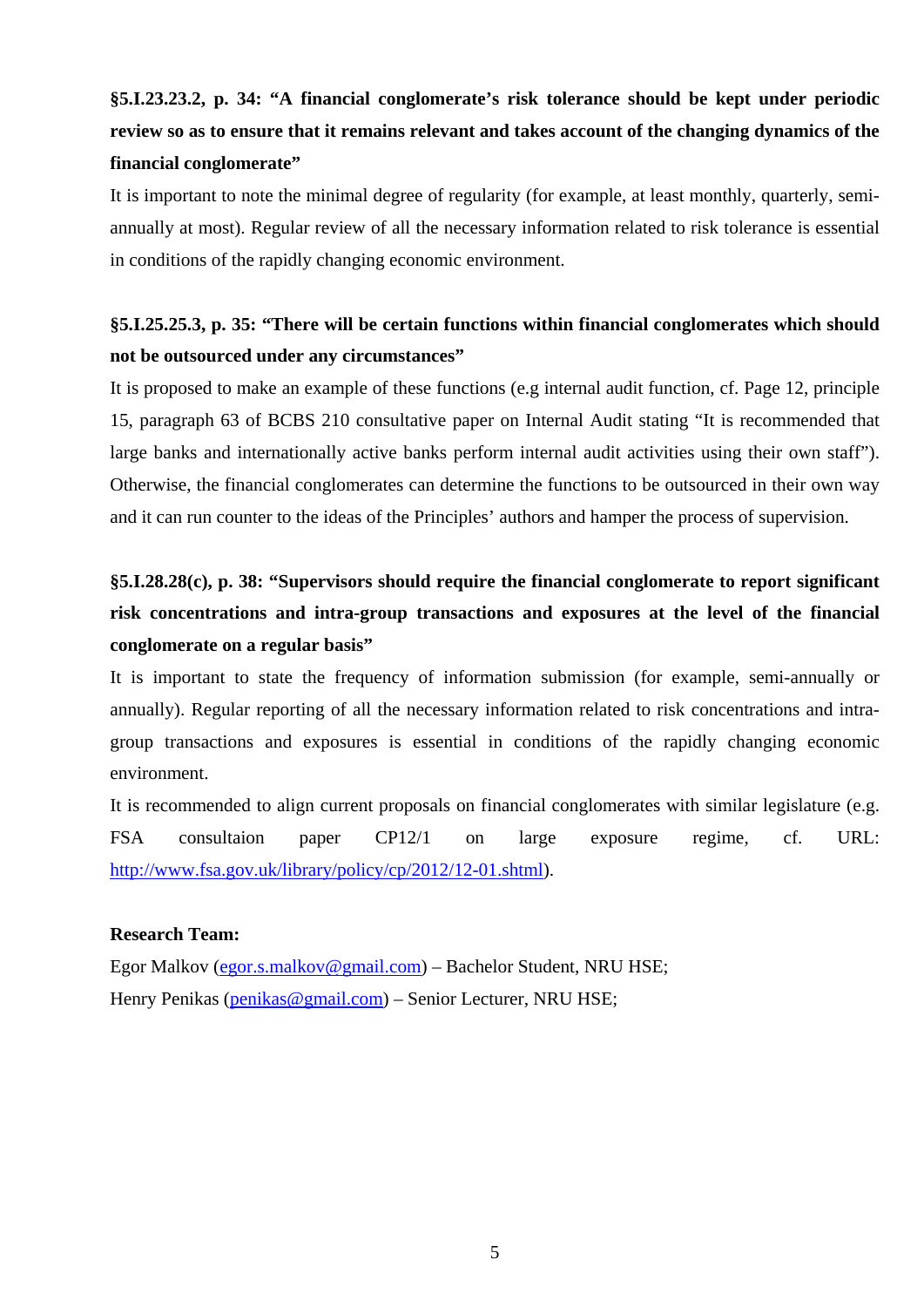**§5.I.23.23.2, p. 34: "A financial conglomerate's risk tolerance should be kept under periodic review so as to ensure that it remains relevant and takes account of the changing dynamics of the financial conglomerate"**

It is important to note the minimal degree of regularity (for example, at least monthly, quarterly, semi-annually at most). Regular review of all the necessary information related to risk tolerance is essential in conditions of the rapidly changing economic environment.

**§5.I.25.25.3, p. 35: "There will be certain functions within financial conglomerates which should not be outsourced under any circumstances"**

It is proposed to make an example of these functions (e.g internal audit function, cf. Page 12, principle 15, paragraph 63 of BCBS 210 consultative paper on Internal Audit stating "It is recommended that large banks and internationally active banks perform internal audit activities using their own staff"). Otherwise, the financial conglomerates can determine the functions to be outsourced in their own way and it can run counter to the ideas of the Principles' authors and hamper the process of supervision.

**§5.I.28.28(c), p. 38: "Supervisors should require the financial conglomerate to report significant risk concentrations and intra-group transactions and exposures at the level of the financial conglomerate on a regular basis"**

It is important to state the frequency of information submission (for example, semi-annually or annually). Regular reporting of all the necessary information related to risk concentrations and intra-group transactions and exposures is essential in conditions of the rapidly changing economic environment.

It is recommended to align current proposals on financial conglomerates with similar legislature (e.g. FSA consultaion paper CP12/1 on large exposure regime, cf. URL: [http://www.fsa.gov.uk/library/policy/cp/2012/12-01.shtml](http://www.fsa.gov.uk/library/policy/cp/2012/12-01.shtml)).

**Research Team:**

Egor Malkov ([egor.s.malkov@gmail.com](mailto:egor.s.malkov@gmail.com)) – Bachelor Student, NRU HSE;

Henry Penikas ([penikas@gmail.com](mailto:penikas@gmail.com)) – Senior Lecturer, NRU HSE;